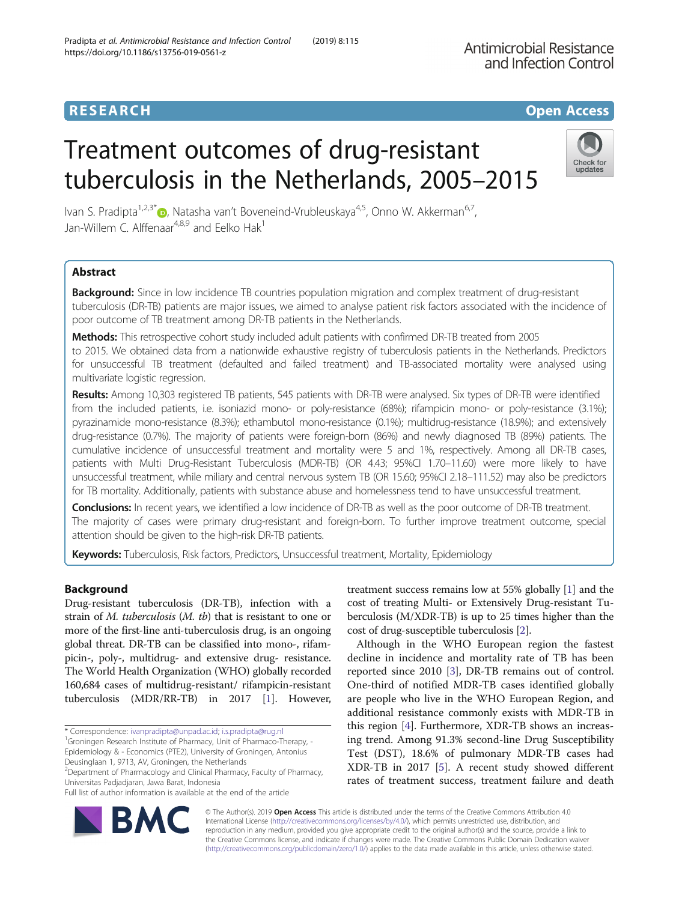RESEARCH

Open Access

# Treatment outcomes of drug-resistant tuberculosis in the Netherlands, 2005–2015

Ivan S. Pradipta[1,2,3*], Natasha van't Boveneind-Vrubleuskaya[4,5], Onno W. Akkerman[6,7], Jan-Willem C. Alffenaar[4,8,9] and Eelko Hak[1]

## Abstract

**Background:** Since in low incidence TB countries population migration and complex treatment of drug-resistant tuberculosis (DR-TB) patients are major issues, we aimed to analyse patient risk factors associated with the incidence of poor outcome of TB treatment among DR-TB patients in the Netherlands.

**Methods:** This retrospective cohort study included adult patients with confirmed DR-TB treated from 2005 to 2015. We obtained data from a nationwide exhaustive registry of tuberculosis patients in the Netherlands. Predictors for unsuccessful TB treatment (defaulted and failed treatment) and TB-associated mortality were analysed using multivariate logistic regression.

**Results:** Among 10,303 registered TB patients, 545 patients with DR-TB were analysed. Six types of DR-TB were identified from the included patients, i.e. isoniazid mono- or poly-resistance (68%); rifampicin mono- or poly-resistance (3.1%); pyrazinamide mono-resistance (8.3%); ethambutol mono-resistance (0.1%); multidrug-resistance (18.9%); and extensively drug-resistance (0.7%). The majority of patients were foreign-born (86%) and newly diagnosed TB (89%) patients. The cumulative incidence of unsuccessful treatment and mortality were 5 and 1%, respectively. Among all DR-TB cases, patients with Multi Drug-Resistant Tuberculosis (MDR-TB) (OR 4.43; 95%CI 1.70–11.60) were more likely to have unsuccessful treatment, while miliary and central nervous system TB (OR 15.60; 95%CI 2.18–111.52) may also be predictors for TB mortality. Additionally, patients with substance abuse and homelessness tend to have unsuccessful treatment.

**Conclusions:** In recent years, we identified a low incidence of DR-TB as well as the poor outcome of DR-TB treatment. The majority of cases were primary drug-resistant and foreign-born. To further improve treatment outcome, special attention should be given to the high-risk DR-TB patients.

**Keywords:** Tuberculosis, Risk factors, Predictors, Unsuccessful treatment, Mortality, Epidemiology

## Background

Drug-resistant tuberculosis (DR-TB), infection with a strain of *M. tuberculosis* (*M. tb*) that is resistant to one or more of the first-line anti-tuberculosis drug, is an ongoing global threat. DR-TB can be classified into mono-, rifampicin-, poly-, multidrug- and extensive drug- resistance. The World Health Organization (WHO) globally recorded 160,684 cases of multidrug-resistant/ rifampicin-resistant tuberculosis (MDR/RR-TB) in 2017 [1]. However, treatment success remains low at 55% globally [1] and the cost of treating Multi- or Extensively Drug-resistant Tuberculosis (M/XDR-TB) is up to 25 times higher than the cost of drug-susceptible tuberculosis [2].

Although in the WHO European region the fastest decline in incidence and mortality rate of TB has been reported since 2010 [3], DR-TB remains out of control. One-third of notified MDR-TB cases identified globally are people who live in the WHO European Region, and additional resistance commonly exists with MDR-TB in this region [4]. Furthermore, XDR-TB shows an increasing trend. Among 91.3% second-line Drug Susceptibility Test (DST), 18.6% of pulmonary MDR-TB cases had XDR-TB in 2017 [5]. A recent study showed different rates of treatment success, treatment failure and death

\* Correspondence: ivanpradipta@unpad.ac.id; i.s.pradipta@rug.nl
[1]Groningen Research Institute of Pharmacy, Unit of Pharmaco-Therapy, -Epidemiology & - Economics (PTE2), University of Groningen, Antonius Deusinglaan 1, 9713, AV, Groningen, the Netherlands
[2]Department of Pharmacology and Clinical Pharmacy, Faculty of Pharmacy, Universitas Padjadjaran, Jawa Barat, Indonesia
Full list of author information is available at the end of the article

© The Author(s). 2019 **Open Access** This article is distributed under the terms of the Creative Commons Attribution 4.0 International License (http://creativecommons.org/licenses/by/4.0/), which permits unrestricted use, distribution, and reproduction in any medium, provided you give appropriate credit to the original author(s) and the source, provide a link to the Creative Commons license, and indicate if changes were made. The Creative Commons Public Domain Dedication waiver (http://creativecommons.org/publicdomain/zero/1.0/) applies to the data made available in this article, unless otherwise stated.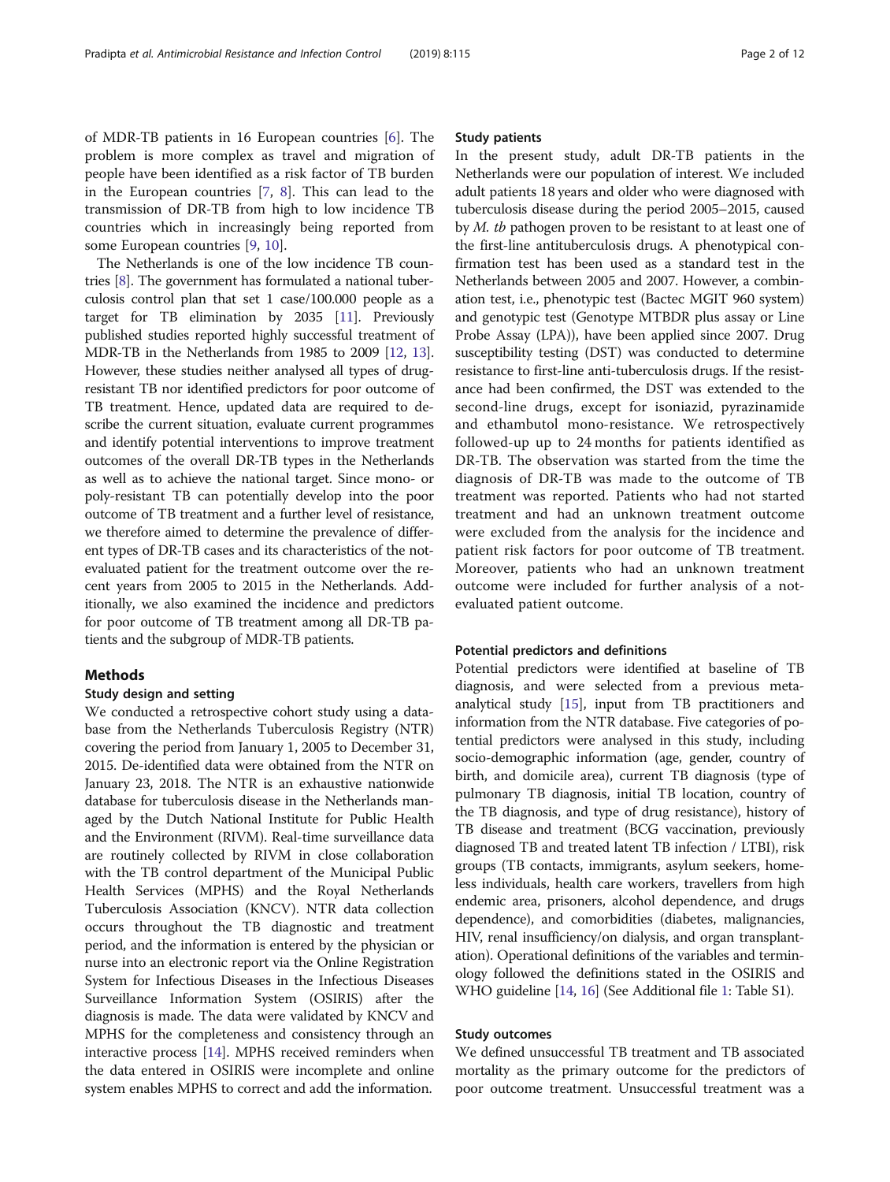of MDR-TB patients in 16 European countries [6]. The problem is more complex as travel and migration of people have been identified as a risk factor of TB burden in the European countries [7, 8]. This can lead to the transmission of DR-TB from high to low incidence TB countries which in increasingly being reported from some European countries [9, 10].

The Netherlands is one of the low incidence TB countries [8]. The government has formulated a national tuberculosis control plan that set 1 case/100.000 people as a target for TB elimination by 2035 [11]. Previously published studies reported highly successful treatment of MDR-TB in the Netherlands from 1985 to 2009 [12, 13]. However, these studies neither analysed all types of drug-resistant TB nor identified predictors for poor outcome of TB treatment. Hence, updated data are required to describe the current situation, evaluate current programmes and identify potential interventions to improve treatment outcomes of the overall DR-TB types in the Netherlands as well as to achieve the national target. Since mono- or poly-resistant TB can potentially develop into the poor outcome of TB treatment and a further level of resistance, we therefore aimed to determine the prevalence of different types of DR-TB cases and its characteristics of the not-evaluated patient for the treatment outcome over the recent years from 2005 to 2015 in the Netherlands. Additionally, we also examined the incidence and predictors for poor outcome of TB treatment among all DR-TB patients and the subgroup of MDR-TB patients.

## Methods

### Study design and setting

We conducted a retrospective cohort study using a database from the Netherlands Tuberculosis Registry (NTR) covering the period from January 1, 2005 to December 31, 2015. De-identified data were obtained from the NTR on January 23, 2018. The NTR is an exhaustive nationwide database for tuberculosis disease in the Netherlands managed by the Dutch National Institute for Public Health and the Environment (RIVM). Real-time surveillance data are routinely collected by RIVM in close collaboration with the TB control department of the Municipal Public Health Services (MPHS) and the Royal Netherlands Tuberculosis Association (KNCV). NTR data collection occurs throughout the TB diagnostic and treatment period, and the information is entered by the physician or nurse into an electronic report via the Online Registration System for Infectious Diseases in the Infectious Diseases Surveillance Information System (OSIRIS) after the diagnosis is made. The data were validated by KNCV and MPHS for the completeness and consistency through an interactive process [14]. MPHS received reminders when the data entered in OSIRIS were incomplete and online system enables MPHS to correct and add the information.

### Study patients

In the present study, adult DR-TB patients in the Netherlands were our population of interest. We included adult patients 18 years and older who were diagnosed with tuberculosis disease during the period 2005–2015, caused by *M. tb* pathogen proven to be resistant to at least one of the first-line antituberculosis drugs. A phenotypical confirmation test has been used as a standard test in the Netherlands between 2005 and 2007. However, a combination test, i.e., phenotypic test (Bactec MGIT 960 system) and genotypic test (Genotype MTBDR plus assay or Line Probe Assay (LPA)), have been applied since 2007. Drug susceptibility testing (DST) was conducted to determine resistance to first-line anti-tuberculosis drugs. If the resistance had been confirmed, the DST was extended to the second-line drugs, except for isoniazid, pyrazinamide and ethambutol mono-resistance. We retrospectively followed-up up to 24 months for patients identified as DR-TB. The observation was started from the time the diagnosis of DR-TB was made to the outcome of TB treatment was reported. Patients who had not started treatment and had an unknown treatment outcome were excluded from the analysis for the incidence and patient risk factors for poor outcome of TB treatment. Moreover, patients who had an unknown treatment outcome were included for further analysis of a not-evaluated patient outcome.

### Potential predictors and definitions

Potential predictors were identified at baseline of TB diagnosis, and were selected from a previous meta-analytical study [15], input from TB practitioners and information from the NTR database. Five categories of potential predictors were analysed in this study, including socio-demographic information (age, gender, country of birth, and domicile area), current TB diagnosis (type of pulmonary TB diagnosis, initial TB location, country of the TB diagnosis, and type of drug resistance), history of TB disease and treatment (BCG vaccination, previously diagnosed TB and treated latent TB infection / LTBI), risk groups (TB contacts, immigrants, asylum seekers, homeless individuals, health care workers, travellers from high endemic area, prisoners, alcohol dependence, and drugs dependence), and comorbidities (diabetes, malignancies, HIV, renal insufficiency/on dialysis, and organ transplantation). Operational definitions of the variables and terminology followed the definitions stated in the OSIRIS and WHO guideline [14, 16] (See Additional file 1: Table S1).

### Study outcomes

We defined unsuccessful TB treatment and TB associated mortality as the primary outcome for the predictors of poor outcome treatment. Unsuccessful treatment was a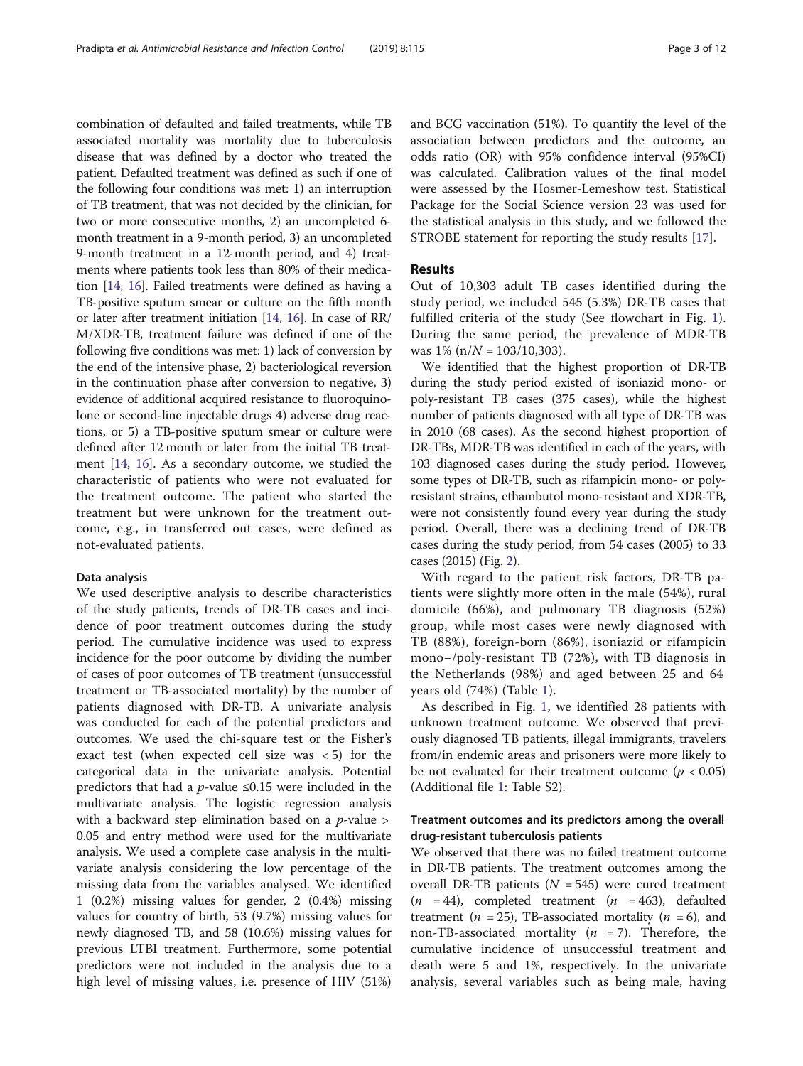combination of defaulted and failed treatments, while TB associated mortality was mortality due to tuberculosis disease that was defined by a doctor who treated the patient. Defaulted treatment was defined as such if one of the following four conditions was met: 1) an interruption of TB treatment, that was not decided by the clinician, for two or more consecutive months, 2) an uncompleted 6-month treatment in a 9-month period, 3) an uncompleted 9-month treatment in a 12-month period, and 4) treatments where patients took less than 80% of their medication [14, 16]. Failed treatments were defined as having a TB-positive sputum smear or culture on the fifth month or later after treatment initiation [14, 16]. In case of RR/M/XDR-TB, treatment failure was defined if one of the following five conditions was met: 1) lack of conversion by the end of the intensive phase, 2) bacteriological reversion in the continuation phase after conversion to negative, 3) evidence of additional acquired resistance to fluoroquinolone or second-line injectable drugs 4) adverse drug reactions, or 5) a TB-positive sputum smear or culture were defined after 12 month or later from the initial TB treatment [14, 16]. As a secondary outcome, we studied the characteristic of patients who were not evaluated for the treatment outcome. The patient who started the treatment but were unknown for the treatment outcome, e.g., in transferred out cases, were defined as not-evaluated patients.

### Data analysis

We used descriptive analysis to describe characteristics of the study patients, trends of DR-TB cases and incidence of poor treatment outcomes during the study period. The cumulative incidence was used to express incidence for the poor outcome by dividing the number of cases of poor outcomes of TB treatment (unsuccessful treatment or TB-associated mortality) by the number of patients diagnosed with DR-TB. A univariate analysis was conducted for each of the potential predictors and outcomes. We used the chi-square test or the Fisher's exact test (when expected cell size was $< 5$) for the categorical data in the univariate analysis. Potential predictors that had a $p$-value $\leq 0.15$ were included in the multivariate analysis. The logistic regression analysis with a backward step elimination based on a $p$-value $>$ 0.05 and entry method were used for the multivariate analysis. We used a complete case analysis in the multivariate analysis considering the low percentage of the missing data from the variables analysed. We identified 1 (0.2%) missing values for gender, 2 (0.4%) missing values for country of birth, 53 (9.7%) missing values for newly diagnosed TB, and 58 (10.6%) missing values for previous LTBI treatment. Furthermore, some potential predictors were not included in the analysis due to a high level of missing values, i.e. presence of HIV (51%) and BCG vaccination (51%). To quantify the level of the association between predictors and the outcome, an odds ratio (OR) with 95% confidence interval (95%CI) was calculated. Calibration values of the final model were assessed by the Hosmer-Lemeshow test. Statistical Package for the Social Science version 23 was used for the statistical analysis in this study, and we followed the STROBE statement for reporting the study results [17].

## Results

Out of 10,303 adult TB cases identified during the study period, we included 545 (5.3%) DR-TB cases that fulfilled criteria of the study (See flowchart in Fig. 1). During the same period, the prevalence of MDR-TB was 1% ($n/N = 103/10,303$).

We identified that the highest proportion of DR-TB during the study period existed of isoniazid mono- or poly-resistant TB cases (375 cases), while the highest number of patients diagnosed with all type of DR-TB was in 2010 (68 cases). As the second highest proportion of DR-TBs, MDR-TB was identified in each of the years, with 103 diagnosed cases during the study period. However, some types of DR-TB, such as rifampicin mono- or poly-resistant strains, ethambutol mono-resistant and XDR-TB, were not consistently found every year during the study period. Overall, there was a declining trend of DR-TB cases during the study period, from 54 cases (2005) to 33 cases (2015) (Fig. 2).

With regard to the patient risk factors, DR-TB patients were slightly more often in the male (54%), rural domicile (66%), and pulmonary TB diagnosis (52%) group, while most cases were newly diagnosed with TB (88%), foreign-born (86%), isoniazid or rifampicin mono−/poly-resistant TB (72%), with TB diagnosis in the Netherlands (98%) and aged between 25 and 64 years old (74%) (Table 1).

As described in Fig. 1, we identified 28 patients with unknown treatment outcome. We observed that previously diagnosed TB patients, illegal immigrants, travelers from/in endemic areas and prisoners were more likely to be not evaluated for their treatment outcome ($p < 0.05$) (Additional file 1: Table S2).

### Treatment outcomes and its predictors among the overall drug-resistant tuberculosis patients

We observed that there was no failed treatment outcome in DR-TB patients. The treatment outcomes among the overall DR-TB patients ($N = 545$) were cured treatment ($n = 44$), completed treatment ($n = 463$), defaulted treatment ($n = 25$), TB-associated mortality ($n = 6$), and non-TB-associated mortality ($n = 7$). Therefore, the cumulative incidence of unsuccessful treatment and death were 5 and 1%, respectively. In the univariate analysis, several variables such as being male, having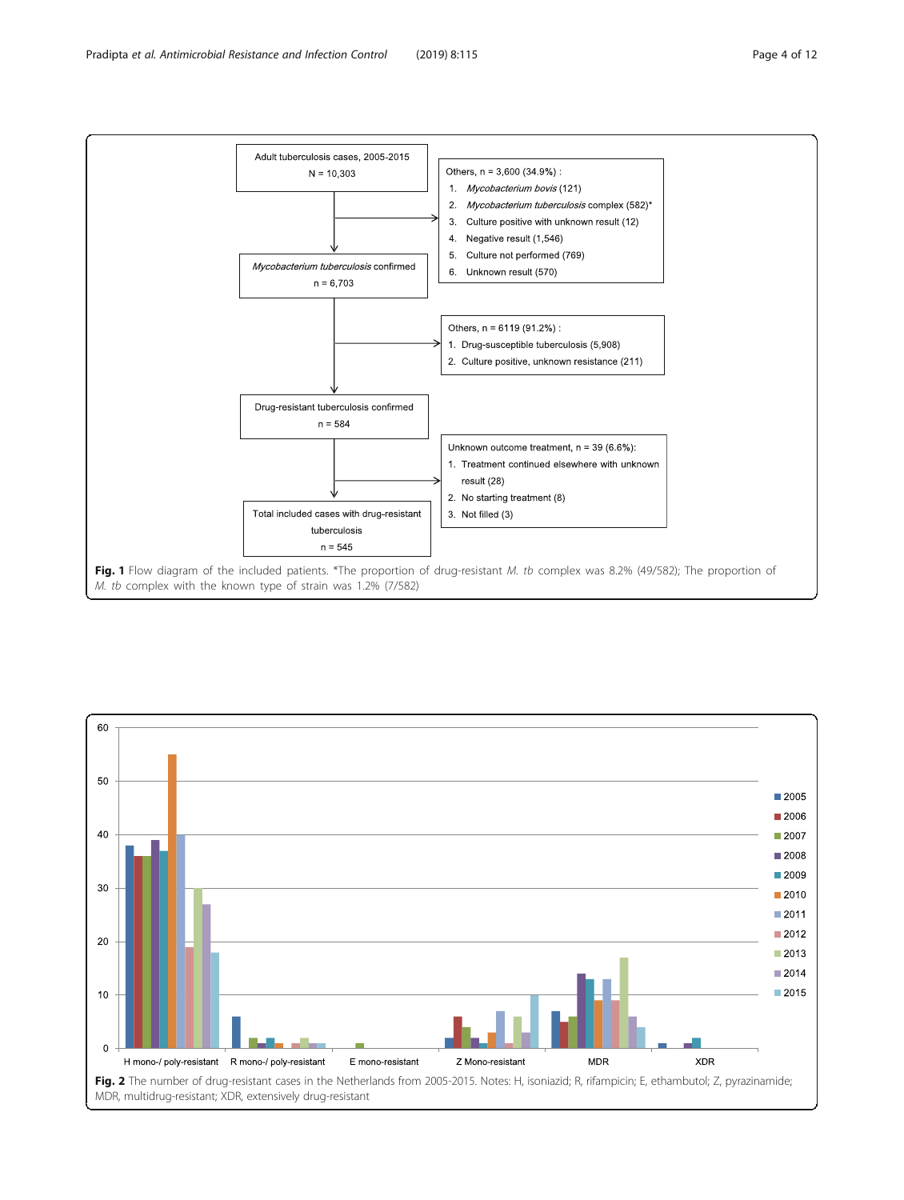Adult tuberculosis cases, 2005-2015
N = 10,303

Others, n = 3,600 (34.9%) :
1. *Mycobacterium bovis* (121)
2. *Mycobacterium tuberculosis* complex (582)*
3. Culture positive with unknown result (12)
4. Negative result (1,546)
5. Culture not performed (769)
6. Unknown result (570)

*Mycobacterium tuberculosis* confirmed
n = 6,703

Others, n = 6119 (91.2%) :
1. Drug-susceptible tuberculosis (5,908)
2. Culture positive, unknown resistance (211)

Drug-resistant tuberculosis confirmed
n = 584

Unknown outcome treatment, n = 39 (6.6%):
1. Treatment continued elsewhere with unknown result (28)
2. No starting treatment (8)
3. Not filled (3)

Total included cases with drug-resistant tuberculosis
n = 545

**Fig. 1** Flow diagram of the included patients. *The proportion of drug-resistant *M. tb* complex was 8.2% (49/582); The proportion of *M. tb* complex with the known type of strain was 1.2% (7/582)

**Fig. 2** The number of drug-resistant cases in the Netherlands from 2005-2015. Notes: H, isoniazid; R, rifampicin; E, ethambutol; Z, pyrazinamide; MDR, multidrug-resistant; XDR, extensively drug-resistant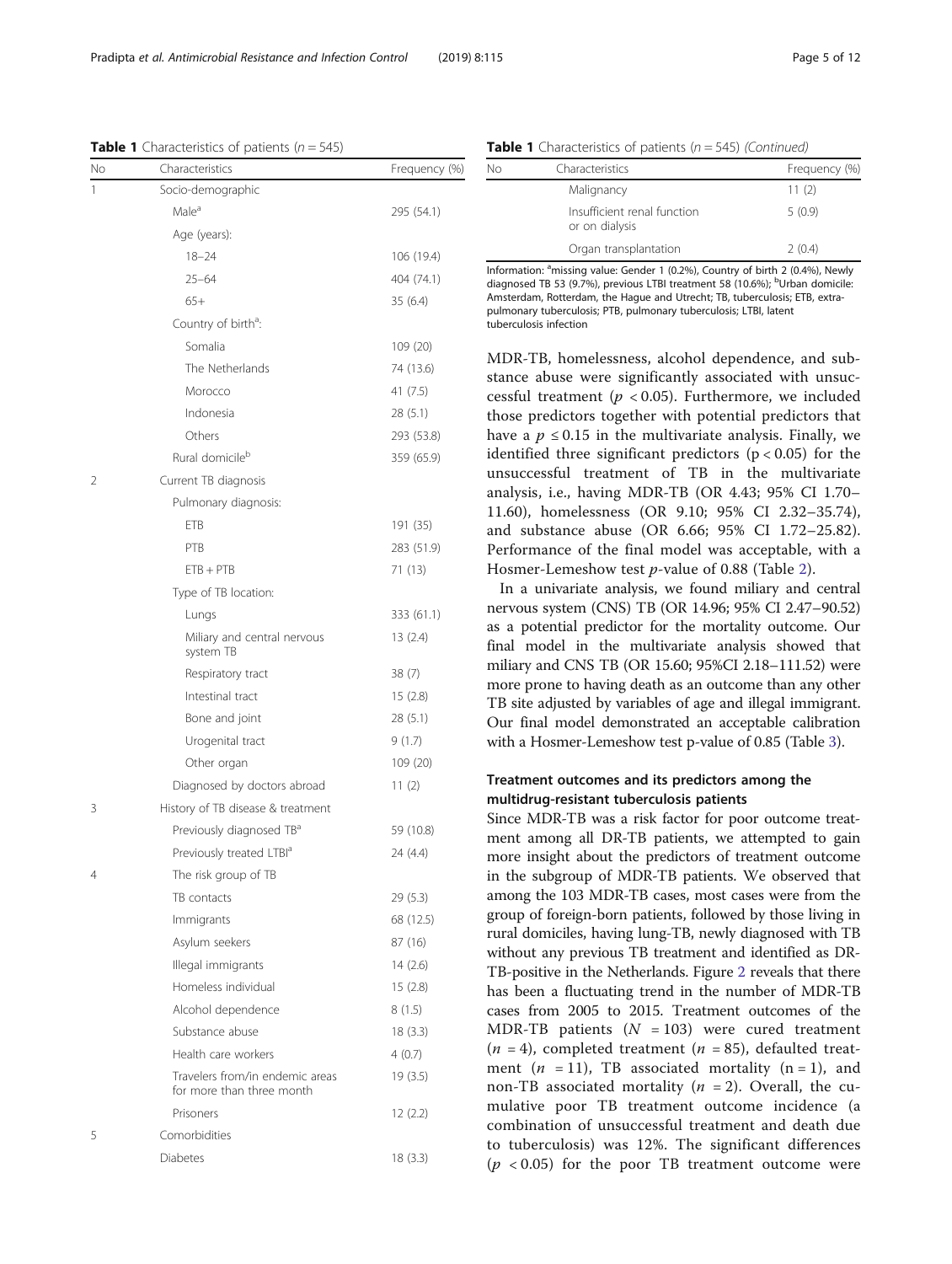**Table 1** Characteristics of patients ($n = 545$)

| No | Characteristics | Frequency (%) |
|---|---|---|
| 1 | Socio-demographic | |
| | Male[a] | 295 (54.1) |
| | Age (years): | |
| | 18–24 | 106 (19.4) |
| | 25–64 | 404 (74.1) |
| | 65+ | 35 (6.4) |
| | Country of birth[a]: | |
| | Somalia | 109 (20) |
| | The Netherlands | 74 (13.6) |
| | Morocco | 41 (7.5) |
| | Indonesia | 28 (5.1) |
| | Others | 293 (53.8) |
| | Rural domicile[b] | 359 (65.9) |
| 2 | Current TB diagnosis | |
| | Pulmonary diagnosis: | |
| | ETB | 191 (35) |
| | PTB | 283 (51.9) |
| | ETB + PTB | 71 (13) |
| | Type of TB location: | |
| | Lungs | 333 (61.1) |
| | Miliary and central nervous system TB | 13 (2.4) |
| | Respiratory tract | 38 (7) |
| | Intestinal tract | 15 (2.8) |
| | Bone and joint | 28 (5.1) |
| | Urogenital tract | 9 (1.7) |
| | Other organ | 109 (20) |
| | Diagnosed by doctors abroad | 11 (2) |
| 3 | History of TB disease & treatment | |
| | Previously diagnosed TB[a] | 59 (10.8) |
| | Previously treated LTBI[a] | 24 (4.4) |
| 4 | The risk group of TB | |
| | TB contacts | 29 (5.3) |
| | Immigrants | 68 (12.5) |
| | Asylum seekers | 87 (16) |
| | Illegal immigrants | 14 (2.6) |
| | Homeless individual | 15 (2.8) |
| | Alcohol dependence | 8 (1.5) |
| | Substance abuse | 18 (3.3) |
| | Health care workers | 4 (0.7) |
| | Travelers from/in endemic areas for more than three month | 19 (3.5) |
| | Prisoners | 12 (2.2) |
| 5 | Comorbidities | |
| | Diabetes | 18 (3.3) |
| | Malignancy | 11 (2) |
| | Insufficient renal function or on dialysis | 5 (0.9) |
| | Organ transplantation | 2 (0.4) |

Information: [a]missing value: Gender 1 (0.2%), Country of birth 2 (0.4%), Newly diagnosed TB 53 (9.7%), previous LTBI treatment 58 (10.6%); [b]Urban domicile: Amsterdam, Rotterdam, the Hague and Utrecht; TB, tuberculosis; ETB, extra-pulmonary tuberculosis; PTB, pulmonary tuberculosis; LTBI, latent tuberculosis infection

MDR-TB, homelessness, alcohol dependence, and substance abuse were significantly associated with unsuccessful treatment ($p < 0.05$). Furthermore, we included those predictors together with potential predictors that have a $p \leq 0.15$ in the multivariate analysis. Finally, we identified three significant predictors ($p < 0.05$) for the unsuccessful treatment of TB in the multivariate analysis, i.e., having MDR-TB (OR 4.43; 95% CI 1.70–11.60), homelessness (OR 9.10; 95% CI 2.32–35.74), and substance abuse (OR 6.66; 95% CI 1.72–25.82). Performance of the final model was acceptable, with a Hosmer-Lemeshow test $p$-value of 0.88 (Table 2).

In a univariate analysis, we found miliary and central nervous system (CNS) TB (OR 14.96; 95% CI 2.47–90.52) as a potential predictor for the mortality outcome. Our final model in the multivariate analysis showed that miliary and CNS TB (OR 15.60; 95%CI 2.18–111.52) were more prone to having death as an outcome than any other TB site adjusted by variables of age and illegal immigrant. Our final model demonstrated an acceptable calibration with a Hosmer-Lemeshow test p-value of 0.85 (Table 3).

### Treatment outcomes and its predictors among the multidrug-resistant tuberculosis patients

Since MDR-TB was a risk factor for poor outcome treatment among all DR-TB patients, we attempted to gain more insight about the predictors of treatment outcome in the subgroup of MDR-TB patients. We observed that among the 103 MDR-TB cases, most cases were from the group of foreign-born patients, followed by those living in rural domiciles, having lung-TB, newly diagnosed with TB without any previous TB treatment and identified as DR-TB-positive in the Netherlands. Figure 2 reveals that there has been a fluctuating trend in the number of MDR-TB cases from 2005 to 2015. Treatment outcomes of the MDR-TB patients ($N = 103$) were cured treatment ($n = 4$), completed treatment ($n = 85$), defaulted treatment ($n = 11$), TB associated mortality ($n = 1$), and non-TB associated mortality ($n = 2$). Overall, the cumulative poor TB treatment outcome incidence (a combination of unsuccessful treatment and death due to tuberculosis) was 12%. The significant differences ($p < 0.05$) for the poor TB treatment outcome were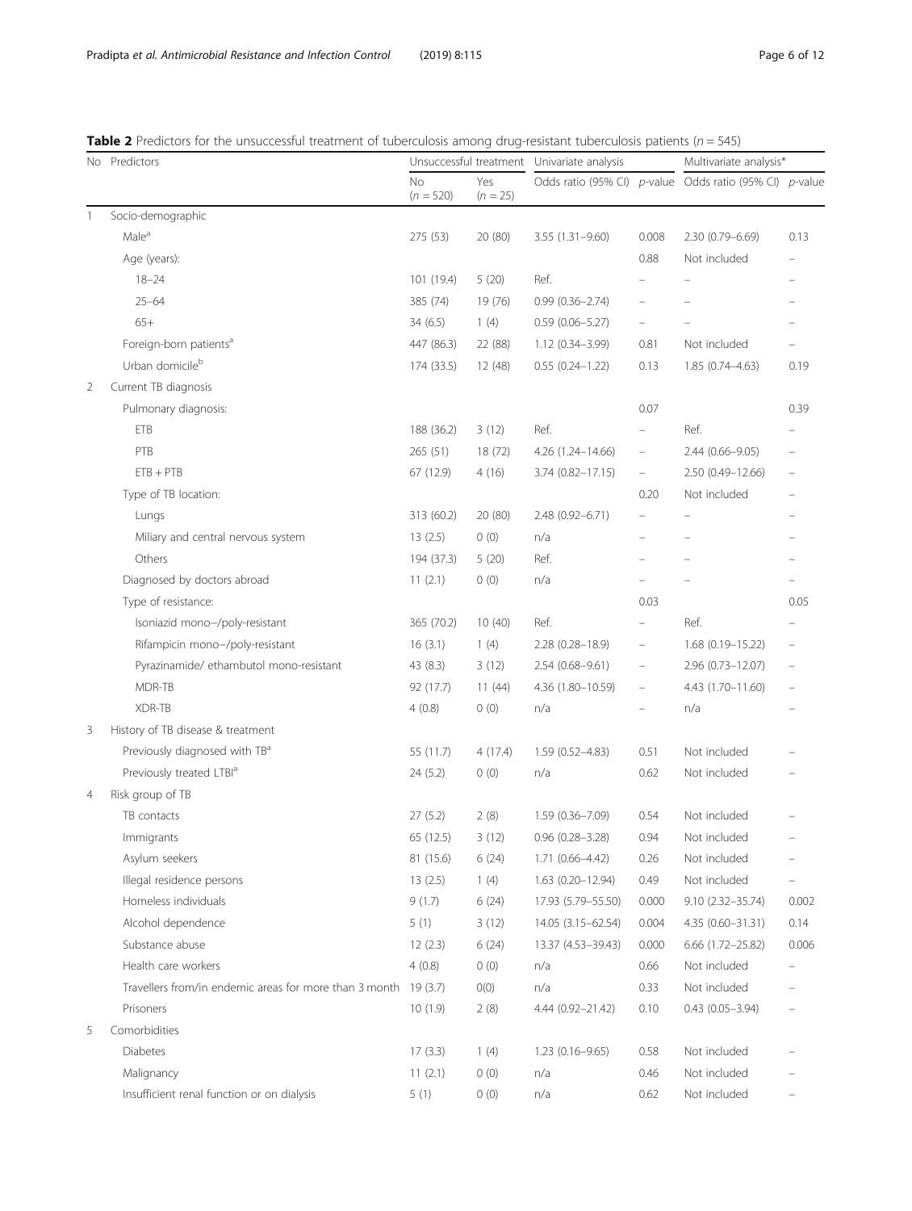**Table 2** Predictors for the unsuccessful treatment of tuberculosis among drug-resistant tuberculosis patients (*n* = 545)

| No | Predictors | Unsuccessful treatment | | Univariate analysis | | Multivariate analysis* | |
|---|---|---|---|---|---|---|---|
| | | No (*n* = 520) | Yes (*n* = 25) | Odds ratio (95% CI) | *p*-value | Odds ratio (95% CI) | *p*-value |
| 1 | Socio-demographic | | | | | | |
| | Male[a] | 275 (53) | 20 (80) | 3.55 (1.31–9.60) | 0.008 | 2.30 (0.79–6.69) | 0.13 |
| | Age (years): | | | | 0.88 | Not included | – |
| | 18–24 | 101 (19.4) | 5 (20) | Ref. | – | – | – |
| | 25–64 | 385 (74) | 19 (76) | 0.99 (0.36–2.74) | – | – | – |
| | 65+ | 34 (6.5) | 1 (4) | 0.59 (0.06–5.27) | – | – | – |
| | Foreign-born patients[a] | 447 (86.3) | 22 (88) | 1.12 (0.34–3.99) | 0.81 | Not included | – |
| | Urban domicile[b] | 174 (33.5) | 12 (48) | 0.55 (0.24–1.22) | 0.13 | 1.85 (0.74–4.63) | 0.19 |
| 2 | Current TB diagnosis | | | | | | |
| | Pulmonary diagnosis: | | | | 0.07 | | 0.39 |
| | ETB | 188 (36.2) | 3 (12) | Ref. | – | Ref. | – |
| | PTB | 265 (51) | 18 (72) | 4.26 (1.24–14.66) | – | 2.44 (0.66–9.05) | – |
| | ETB + PTB | 67 (12.9) | 4 (16) | 3.74 (0.82–17.15) | – | 2.50 (0.49–12.66) | – |
| | Type of TB location: | | | | 0.20 | Not included | – |
| | Lungs | 313 (60.2) | 20 (80) | 2.48 (0.92–6.71) | – | – | – |
| | Miliary and central nervous system | 13 (2.5) | 0 (0) | n/a | – | – | – |
| | Others | 194 (37.3) | 5 (20) | Ref. | – | – | – |
| | Diagnosed by doctors abroad | 11 (2.1) | 0 (0) | n/a | – | – | – |
| | Type of resistance: | | | | 0.03 | | 0.05 |
| | Isoniazid mono−/poly-resistant | 365 (70.2) | 10 (40) | Ref. | – | Ref. | – |
| | Rifampicin mono−/poly-resistant | 16 (3.1) | 1 (4) | 2.28 (0.28–18.9) | – | 1.68 (0.19–15.22) | – |
| | Pyrazinamide/ ethambutol mono-resistant | 43 (8.3) | 3 (12) | 2.54 (0.68–9.61) | – | 2.96 (0.73–12.07) | – |
| | MDR-TB | 92 (17.7) | 11 (44) | 4.36 (1.80–10.59) | – | 4.43 (1.70–11.60) | – |
| | XDR-TB | 4 (0.8) | 0 (0) | n/a | – | n/a | – |
| 3 | History of TB disease & treatment | | | | | | |
| | Previously diagnosed with TB[a] | 55 (11.7) | 4 (17.4) | 1.59 (0.52–4.83) | 0.51 | Not included | – |
| | Previously treated LTBI[a] | 24 (5.2) | 0 (0) | n/a | 0.62 | Not included | – |
| 4 | Risk group of TB | | | | | | |
| | TB contacts | 27 (5.2) | 2 (8) | 1.59 (0.36–7.09) | 0.54 | Not included | – |
| | Immigrants | 65 (12.5) | 3 (12) | 0.96 (0.28–3.28) | 0.94 | Not included | – |
| | Asylum seekers | 81 (15.6) | 6 (24) | 1.71 (0.66–4.42) | 0.26 | Not included | – |
| | Illegal residence persons | 13 (2.5) | 1 (4) | 1.63 (0.20–12.94) | 0.49 | Not included | – |
| | Homeless individuals | 9 (1.7) | 6 (24) | 17.93 (5.79–55.50) | 0.000 | 9.10 (2.32–35.74) | 0.002 |
| | Alcohol dependence | 5 (1) | 3 (12) | 14.05 (3.15–62.54) | 0.004 | 4.35 (0.60–31.31) | 0.14 |
| | Substance abuse | 12 (2.3) | 6 (24) | 13.37 (4.53–39.43) | 0.000 | 6.66 (1.72–25.82) | 0.006 |
| | Health care workers | 4 (0.8) | 0 (0) | n/a | 0.66 | Not included | – |
| | Travellers from/in endemic areas for more than 3 month | 19 (3.7) | 0(0) | n/a | 0.33 | Not included | – |
| | Prisoners | 10 (1.9) | 2 (8) | 4.44 (0.92–21.42) | 0.10 | 0.43 (0.05–3.94) | – |
| 5 | Comorbidities | | | | | | |
| | Diabetes | 17 (3.3) | 1 (4) | 1.23 (0.16–9.65) | 0.58 | Not included | – |
| | Malignancy | 11 (2.1) | 0 (0) | n/a | 0.46 | Not included | – |
| | Insufficient renal function or on dialysis | 5 (1) | 0 (0) | n/a | 0.62 | Not included | – |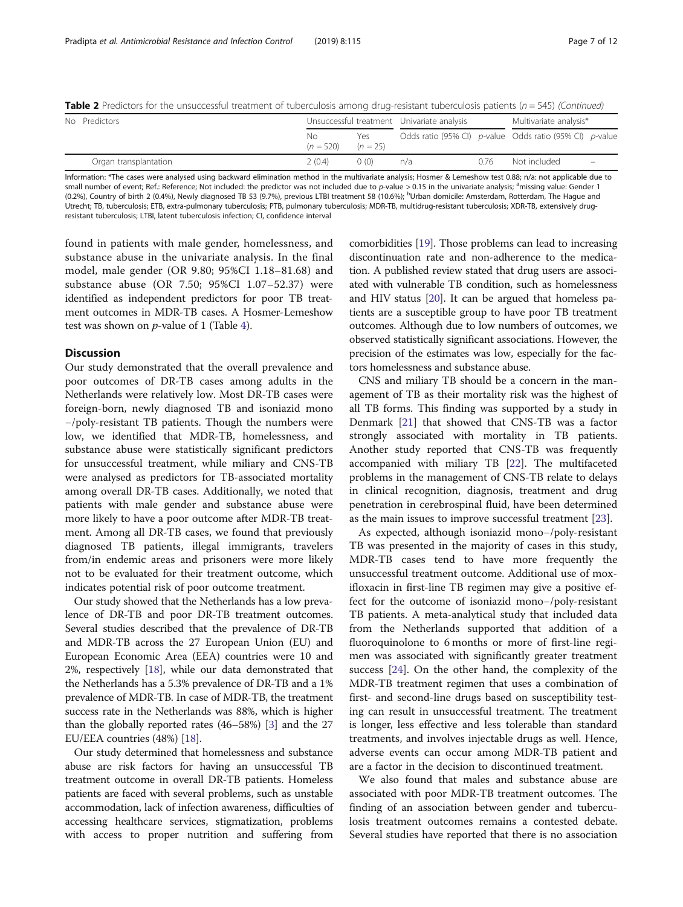**Table 2** Predictors for the unsuccessful treatment of tuberculosis among drug-resistant tuberculosis patients (n = 545) *(Continued)*

| No | Predictors | Unsuccessful treatment | | Univariate analysis | | Multivariate analysis* | |
|---|---|---|---|---|---|---|---|
| | | No (n = 520) | Yes (n = 25) | Odds ratio (95% CI) | *p*-value | Odds ratio (95% CI) | *p*-value |
| | Organ transplantation | 2 (0.4) | 0 (0) | n/a | 0.76 | Not included | – |

Information: *The cases were analysed using backward elimination method in the multivariate analysis; Hosmer & Lemeshow test 0.88; n/a: not applicable due to small number of event; Ref.: Reference; Not included: the predictor was not included due to *p*-value > 0.15 in the univariate analysis; [a]missing value: Gender 1 (0.2%), Country of birth 2 (0.4%), Newly diagnosed TB 53 (9.7%), previous LTBI treatment 58 (10.6%); [b]Urban domicile: Amsterdam, Rotterdam, The Hague and Utrecht; TB, tuberculosis; ETB, extra-pulmonary tuberculosis; PTB, pulmonary tuberculosis; MDR-TB, multidrug-resistant tuberculosis; XDR-TB, extensively drug-resistant tuberculosis; LTBI, latent tuberculosis infection; CI, confidence interval

found in patients with male gender, homelessness, and substance abuse in the univariate analysis. In the final model, male gender (OR 9.80; 95%CI 1.18–81.68) and substance abuse (OR 7.50; 95%CI 1.07–52.37) were identified as independent predictors for poor TB treatment outcomes in MDR-TB cases. A Hosmer-Lemeshow test was shown on *p*-value of 1 (Table 4).

## Discussion

Our study demonstrated that the overall prevalence and poor outcomes of DR-TB cases among adults in the Netherlands were relatively low. Most DR-TB cases were foreign-born, newly diagnosed TB and isoniazid mono−/poly-resistant TB patients. Though the numbers were low, we identified that MDR-TB, homelessness, and substance abuse were statistically significant predictors for unsuccessful treatment, while miliary and CNS-TB were analysed as predictors for TB-associated mortality among overall DR-TB cases. Additionally, we noted that patients with male gender and substance abuse were more likely to have a poor outcome after MDR-TB treatment. Among all DR-TB cases, we found that previously diagnosed TB patients, illegal immigrants, travelers from/in endemic areas and prisoners were more likely not to be evaluated for their treatment outcome, which indicates potential risk of poor outcome treatment.

Our study showed that the Netherlands has a low prevalence of DR-TB and poor DR-TB treatment outcomes. Several studies described that the prevalence of DR-TB and MDR-TB across the 27 European Union (EU) and European Economic Area (EEA) countries were 10 and 2%, respectively [18], while our data demonstrated that the Netherlands has a 5.3% prevalence of DR-TB and a 1% prevalence of MDR-TB. In case of MDR-TB, the treatment success rate in the Netherlands was 88%, which is higher than the globally reported rates (46–58%) [3] and the 27 EU/EEA countries (48%) [18].

Our study determined that homelessness and substance abuse are risk factors for having an unsuccessful TB treatment outcome in overall DR-TB patients. Homeless patients are faced with several problems, such as unstable accommodation, lack of infection awareness, difficulties of accessing healthcare services, stigmatization, problems with access to proper nutrition and suffering from comorbidities [19]. Those problems can lead to increasing discontinuation rate and non-adherence to the medication. A published review stated that drug users are associated with vulnerable TB condition, such as homelessness and HIV status [20]. It can be argued that homeless patients are a susceptible group to have poor TB treatment outcomes. Although due to low numbers of outcomes, we observed statistically significant associations. However, the precision of the estimates was low, especially for the factors homelessness and substance abuse.

CNS and miliary TB should be a concern in the management of TB as their mortality risk was the highest of all TB forms. This finding was supported by a study in Denmark [21] that showed that CNS-TB was a factor strongly associated with mortality in TB patients. Another study reported that CNS-TB was frequently accompanied with miliary TB [22]. The multifaceted problems in the management of CNS-TB relate to delays in clinical recognition, diagnosis, treatment and drug penetration in cerebrospinal fluid, have been determined as the main issues to improve successful treatment [23].

As expected, although isoniazid mono−/poly-resistant TB was presented in the majority of cases in this study, MDR-TB cases tend to have more frequently the unsuccessful treatment outcome. Additional use of moxifloxacin in first-line TB regimen may give a positive effect for the outcome of isoniazid mono−/poly-resistant TB patients. A meta-analytical study that included data from the Netherlands supported that addition of a fluoroquinolone to 6 months or more of first-line regimen was associated with significantly greater treatment success [24]. On the other hand, the complexity of the MDR-TB treatment regimen that uses a combination of first- and second-line drugs based on susceptibility testing can result in unsuccessful treatment. The treatment is longer, less effective and less tolerable than standard treatments, and involves injectable drugs as well. Hence, adverse events can occur among MDR-TB patient and are a factor in the decision to discontinued treatment.

We also found that males and substance abuse are associated with poor MDR-TB treatment outcomes. The finding of an association between gender and tuberculosis treatment outcomes remains a contested debate. Several studies have reported that there is no association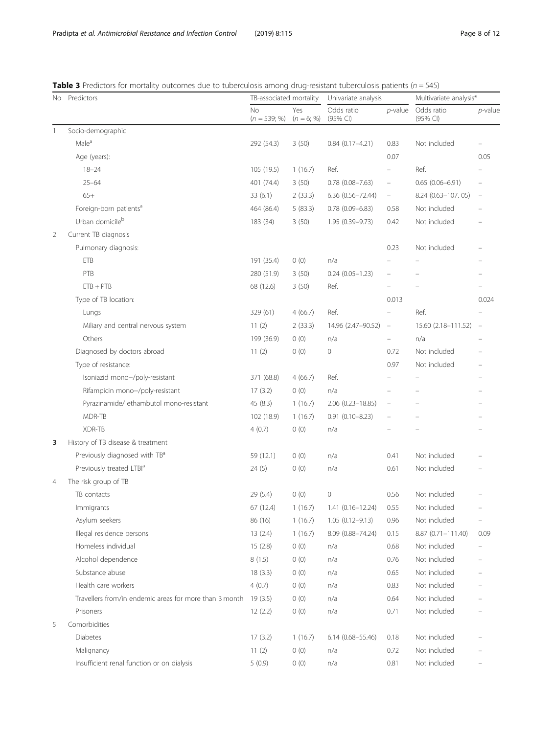**Table 3** Predictors for mortality outcomes due to tuberculosis among drug-resistant tuberculosis patients (*n* = 545)

| No | Predictors | TB-associated mortality | | Univariate analysis | | Multivariate analysis* | |
|---|---|---|---|---|---|---|---|
| | | No (*n* = 539; %) | Yes (*n* = 6; %) | Odds ratio (95% CI) | *p*-value | Odds ratio (95% CI) | *p*-value |
| 1 | Socio-demographic | | | | | | |
| | Male[a] | 292 (54.3) | 3 (50) | 0.84 (0.17–4.21) | 0.83 | Not included | – |
| | Age (years): | | | | 0.07 | | 0.05 |
| | 18–24 | 105 (19.5) | 1 (16.7) | Ref. | – | Ref. | – |
| | 25–64 | 401 (74.4) | 3 (50) | 0.78 (0.08–7.63) | – | 0.65 (0.06–6.91) | – |
| | 65+ | 33 (6.1) | 2 (33.3) | 6.36 (0.56–72.44) | – | 8.24 (0.63–107. 05) | – |
| | Foreign-born patients[a] | 464 (86.4) | 5 (83.3) | 0.78 (0.09–6.83) | 0.58 | Not included | – |
| | Urban domicile[b] | 183 (34) | 3 (50) | 1.95 (0.39–9.73) | 0.42 | Not included | – |
| 2 | Current TB diagnosis | | | | | | |
| | Pulmonary diagnosis: | | | | 0.23 | Not included | – |
| | ETB | 191 (35.4) | 0 (0) | n/a | – | – | – |
| | PTB | 280 (51.9) | 3 (50) | 0.24 (0.05–1.23) | – | – | – |
| | ETB + PTB | 68 (12.6) | 3 (50) | Ref. | – | – | – |
| | Type of TB location: | | | | 0.013 | | 0.024 |
| | Lungs | 329 (61) | 4 (66.7) | Ref. | – | Ref. | – |
| | Miliary and central nervous system | 11 (2) | 2 (33.3) | 14.96 (2.47–90.52) | – | 15.60 (2.18–111.52) | – |
| | Others | 199 (36.9) | 0 (0) | n/a | – | n/a | – |
| | Diagnosed by doctors abroad | 11 (2) | 0 (0) | 0 | 0.72 | Not included | – |
| | Type of resistance: | | | | 0.97 | Not included | – |
| | Isoniazid mono−/poly-resistant | 371 (68.8) | 4 (66.7) | Ref. | – | – | – |
| | Rifampicin mono−/poly-resistant | 17 (3.2) | 0 (0) | n/a | – | – | – |
| | Pyrazinamide/ ethambutol mono-resistant | 45 (8.3) | 1 (16.7) | 2.06 (0.23–18.85) | – | – | – |
| | MDR-TB | 102 (18.9) | 1 (16.7) | 0.91 (0.10–8.23) | – | – | – |
| | XDR-TB | 4 (0.7) | 0 (0) | n/a | – | – | – |
| **3** | History of TB disease & treatment | | | | | | |
| | Previously diagnosed with TB[a] | 59 (12.1) | 0 (0) | n/a | 0.41 | Not included | – |
| | Previously treated LTBI[a] | 24 (5) | 0 (0) | n/a | 0.61 | Not included | – |
| 4 | The risk group of TB | | | | | | |
| | TB contacts | 29 (5.4) | 0 (0) | 0 | 0.56 | Not included | – |
| | Immigrants | 67 (12.4) | 1 (16.7) | 1.41 (0.16–12.24) | 0.55 | Not included | – |
| | Asylum seekers | 86 (16) | 1 (16.7) | 1.05 (0.12–9.13) | 0.96 | Not included | – |
| | Illegal residence persons | 13 (2.4) | 1 (16.7) | 8.09 (0.88–74.24) | 0.15 | 8.87 (0.71–111.40) | 0.09 |
| | Homeless individual | 15 (2.8) | 0 (0) | n/a | 0.68 | Not included | – |
| | Alcohol dependence | 8 (1.5) | 0 (0) | n/a | 0.76 | Not included | – |
| | Substance abuse | 18 (3.3) | 0 (0) | n/a | 0.65 | Not included | – |
| | Health care workers | 4 (0.7) | 0 (0) | n/a | 0.83 | Not included | – |
| | Travellers from/in endemic areas for more than 3 month | 19 (3.5) | 0 (0) | n/a | 0.64 | Not included | – |
| | Prisoners | 12 (2.2) | 0 (0) | n/a | 0.71 | Not included | – |
| 5 | Comorbidities | | | | | | |
| | Diabetes | 17 (3.2) | 1 (16.7) | 6.14 (0.68–55.46) | 0.18 | Not included | – |
| | Malignancy | 11 (2) | 0 (0) | n/a | 0.72 | Not included | – |
| | Insufficient renal function or on dialysis | 5 (0.9) | 0 (0) | n/a | 0.81 | Not included | – |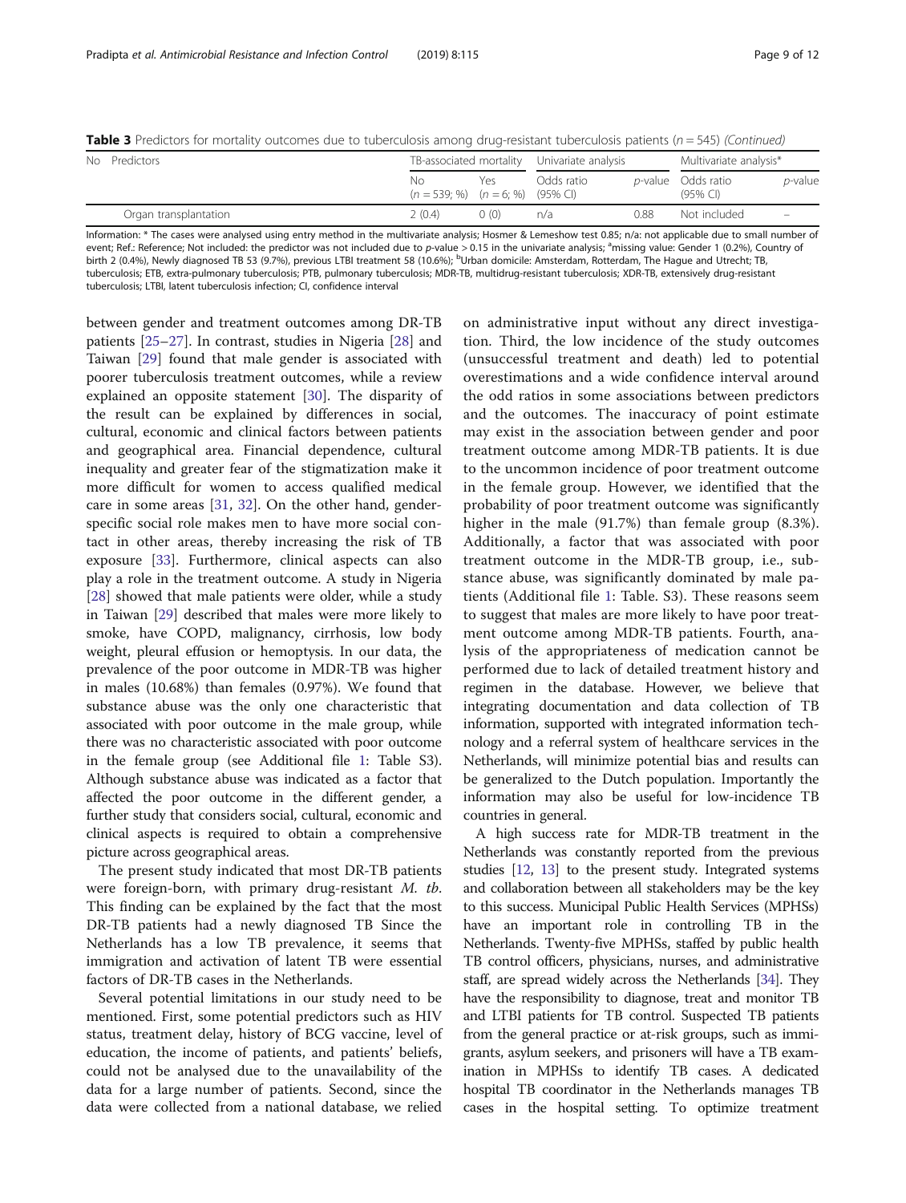**Table 3** Predictors for mortality outcomes due to tuberculosis among drug-resistant tuberculosis patients ($n = 545$) *(Continued)*

| No | Predictors | TB-associated mortality | | Univariate analysis | | Multivariate analysis* | |
|---|---|---|---|---|---|---|---|
| | | No ($n = 539$; %) | Yes ($n = 6$; %) | Odds ratio (95% CI) | *p*-value | Odds ratio (95% CI) | *p*-value |
| | Organ transplantation | 2 (0.4) | 0 (0) | n/a | 0.88 | Not included | – |

Information: * The cases were analysed using entry method in the multivariate analysis; Hosmer & Lemeshow test 0.85; n/a: not applicable due to small number of event; Ref.: Reference; Not included: the predictor was not included due to *p*-value > 0.15 in the univariate analysis; [a]missing value: Gender 1 (0.2%), Country of birth 2 (0.4%), Newly diagnosed TB 53 (9.7%), previous LTBI treatment 58 (10.6%); [b]Urban domicile: Amsterdam, Rotterdam, The Hague and Utrecht; TB, tuberculosis; ETB, extra-pulmonary tuberculosis; PTB, pulmonary tuberculosis; MDR-TB, multidrug-resistant tuberculosis; XDR-TB, extensively drug-resistant tuberculosis; LTBI, latent tuberculosis infection; CI, confidence interval

between gender and treatment outcomes among DR-TB patients [25–27]. In contrast, studies in Nigeria [28] and Taiwan [29] found that male gender is associated with poorer tuberculosis treatment outcomes, while a review explained an opposite statement [30]. The disparity of the result can be explained by differences in social, cultural, economic and clinical factors between patients and geographical area. Financial dependence, cultural inequality and greater fear of the stigmatization make it more difficult for women to access qualified medical care in some areas [31, 32]. On the other hand, gender-specific social role makes men to have more social contact in other areas, thereby increasing the risk of TB exposure [33]. Furthermore, clinical aspects can also play a role in the treatment outcome. A study in Nigeria [28] showed that male patients were older, while a study in Taiwan [29] described that males were more likely to smoke, have COPD, malignancy, cirrhosis, low body weight, pleural effusion or hemoptysis. In our data, the prevalence of the poor outcome in MDR-TB was higher in males (10.68%) than females (0.97%). We found that substance abuse was the only one characteristic that associated with poor outcome in the male group, while there was no characteristic associated with poor outcome in the female group (see Additional file 1: Table S3). Although substance abuse was indicated as a factor that affected the poor outcome in the different gender, a further study that considers social, cultural, economic and clinical aspects is required to obtain a comprehensive picture across geographical areas.

The present study indicated that most DR-TB patients were foreign-born, with primary drug-resistant *M. tb*. This finding can be explained by the fact that the most DR-TB patients had a newly diagnosed TB Since the Netherlands has a low TB prevalence, it seems that immigration and activation of latent TB were essential factors of DR-TB cases in the Netherlands.

Several potential limitations in our study need to be mentioned. First, some potential predictors such as HIV status, treatment delay, history of BCG vaccine, level of education, the income of patients, and patients' beliefs, could not be analysed due to the unavailability of the data for a large number of patients. Second, since the data were collected from a national database, we relied on administrative input without any direct investigation. Third, the low incidence of the study outcomes (unsuccessful treatment and death) led to potential overestimations and a wide confidence interval around the odd ratios in some associations between predictors and the outcomes. The inaccuracy of point estimate may exist in the association between gender and poor treatment outcome among MDR-TB patients. It is due to the uncommon incidence of poor treatment outcome in the female group. However, we identified that the probability of poor treatment outcome was significantly higher in the male (91.7%) than female group (8.3%). Additionally, a factor that was associated with poor treatment outcome in the MDR-TB group, i.e., substance abuse, was significantly dominated by male patients (Additional file 1: Table. S3). These reasons seem to suggest that males are more likely to have poor treatment outcome among MDR-TB patients. Fourth, analysis of the appropriateness of medication cannot be performed due to lack of detailed treatment history and regimen in the database. However, we believe that integrating documentation and data collection of TB information, supported with integrated information technology and a referral system of healthcare services in the Netherlands, will minimize potential bias and results can be generalized to the Dutch population. Importantly the information may also be useful for low-incidence TB countries in general.

A high success rate for MDR-TB treatment in the Netherlands was constantly reported from the previous studies [12, 13] to the present study. Integrated systems and collaboration between all stakeholders may be the key to this success. Municipal Public Health Services (MPHSs) have an important role in controlling TB in the Netherlands. Twenty-five MPHSs, staffed by public health TB control officers, physicians, nurses, and administrative staff, are spread widely across the Netherlands [34]. They have the responsibility to diagnose, treat and monitor TB and LTBI patients for TB control. Suspected TB patients from the general practice or at-risk groups, such as immigrants, asylum seekers, and prisoners will have a TB examination in MPHSs to identify TB cases. A dedicated hospital TB coordinator in the Netherlands manages TB cases in the hospital setting. To optimize treatment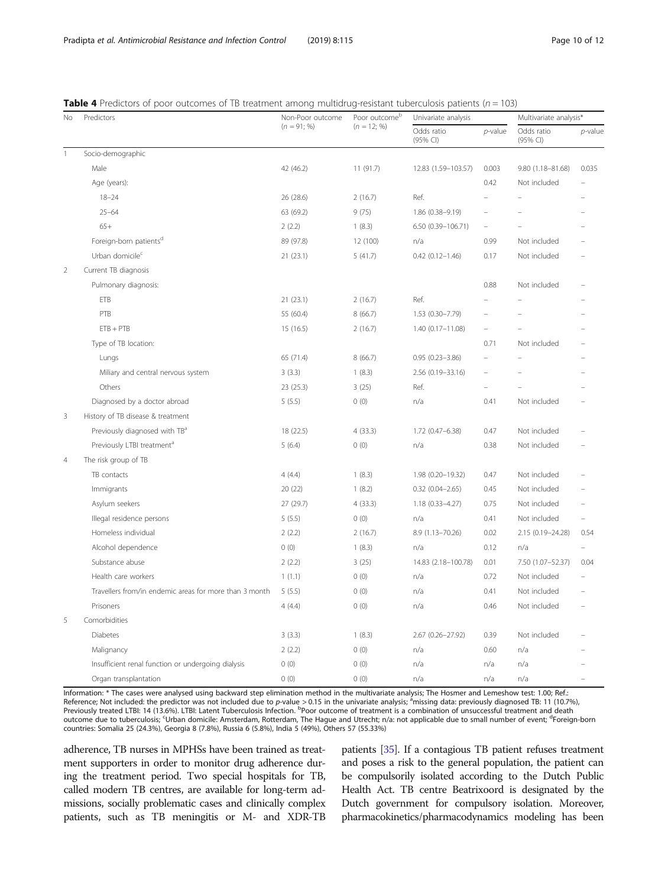**Table 4** Predictors of poor outcomes of TB treatment among multidrug-resistant tuberculosis patients (n = 103)

| No | Predictors | Non-Poor outcome (n = 91; %) | Poor outcome[b] (n = 12; %) | Univariate analysis | | Multivariate analysis* | |
|---|---|---|---|---|---|---|---|
| | | | | Odds ratio (95% CI) | p-value | Odds ratio (95% CI) | p-value |
| 1 | Socio-demographic | | | | | | |
| | Male | 42 (46.2) | 11 (91.7) | 12.83 (1.59–103.57) | 0.003 | 9.80 (1.18–81.68) | 0.035 |
| | Age (years): | | | | 0.42 | Not included | – |
| | 18–24 | 26 (28.6) | 2 (16.7) | Ref. | – | – | – |
| | 25–64 | 63 (69.2) | 9 (75) | 1.86 (0.38–9.19) | – | – | – |
| | 65+ | 2 (2.2) | 1 (8.3) | 6.50 (0.39–106.71) | – | – | – |
| | Foreign-born patients[d] | 89 (97.8) | 12 (100) | n/a | 0.99 | Not included | – |
| | Urban domicile[c] | 21 (23.1) | 5 (41.7) | 0.42 (0.12–1.46) | 0.17 | Not included | – |
| 2 | Current TB diagnosis | | | | | | |
| | Pulmonary diagnosis: | | | | 0.88 | Not included | – |
| | ETB | 21 (23.1) | 2 (16.7) | Ref. | – | – | – |
| | PTB | 55 (60.4) | 8 (66.7) | 1.53 (0.30–7.79) | – | – | – |
| | ETB + PTB | 15 (16.5) | 2 (16.7) | 1.40 (0.17–11.08) | – | – | – |
| | Type of TB location: | | | | 0.71 | Not included | – |
| | Lungs | 65 (71.4) | 8 (66.7) | 0.95 (0.23–3.86) | – | – | – |
| | Miliary and central nervous system | 3 (3.3) | 1 (8.3) | 2.56 (0.19–33.16) | – | – | – |
| | Others | 23 (25.3) | 3 (25) | Ref. | – | – | – |
| | Diagnosed by a doctor abroad | 5 (5.5) | 0 (0) | n/a | 0.41 | Not included | – |
| 3 | History of TB disease & treatment | | | | | | |
| | Previously diagnosed with TB[a] | 18 (22.5) | 4 (33.3) | 1.72 (0.47–6.38) | 0.47 | Not included | – |
| | Previously LTBI treatment[a] | 5 (6.4) | 0 (0) | n/a | 0.38 | Not included | – |
| 4 | The risk group of TB | | | | | | |
| | TB contacts | 4 (4.4) | 1 (8.3) | 1.98 (0.20–19.32) | 0.47 | Not included | – |
| | Immigrants | 20 (22) | 1 (8.2) | 0.32 (0.04–2.65) | 0.45 | Not included | – |
| | Asylum seekers | 27 (29.7) | 4 (33.3) | 1.18 (0.33–4.27) | 0.75 | Not included | – |
| | Illegal residence persons | 5 (5.5) | 0 (0) | n/a | 0.41 | Not included | – |
| | Homeless individual | 2 (2.2) | 2 (16.7) | 8.9 (1.13–70.26) | 0.02 | 2.15 (0.19–24.28) | 0.54 |
| | Alcohol dependence | 0 (0) | 1 (8.3) | n/a | 0.12 | n/a | – |
| | Substance abuse | 2 (2.2) | 3 (25) | 14.83 (2.18–100.78) | 0.01 | 7.50 (1.07–52.37) | 0.04 |
| | Health care workers | 1 (1.1) | 0 (0) | n/a | 0.72 | Not included | – |
| | Travellers from/in endemic areas for more than 3 month | 5 (5.5) | 0 (0) | n/a | 0.41 | Not included | – |
| | Prisoners | 4 (4.4) | 0 (0) | n/a | 0.46 | Not included | – |
| 5 | Comorbidities | | | | | | |
| | Diabetes | 3 (3.3) | 1 (8.3) | 2.67 (0.26–27.92) | 0.39 | Not included | – |
| | Malignancy | 2 (2.2) | 0 (0) | n/a | 0.60 | n/a | – |
| | Insufficient renal function or undergoing dialysis | 0 (0) | 0 (0) | n/a | n/a | n/a | – |
| | Organ transplantation | 0 (0) | 0 (0) | n/a | n/a | n/a | – |

Information: * The cases were analysed using backward step elimination method in the multivariate analysis; The Hosmer and Lemeshow test: 1.00; Ref.: Reference; Not included: the predictor was not included due to p-value > 0.15 in the univariate analysis; [a]missing data: previously diagnosed TB: 11 (10.7%), Previously treated LTBI: 14 (13.6%). LTBI: Latent Tuberculosis Infection. [b]Poor outcome of treatment is a combination of unsuccessful treatment and death outcome due to tuberculosis; [c]Urban domicile: Amsterdam, Rotterdam, The Hague and Utrecht; n/a: not applicable due to small number of event; [d]Foreign-born countries: Somalia 25 (24.3%), Georgia 8 (7.8%), Russia 6 (5.8%), India 5 (49%), Others 57 (55.33%)

adherence, TB nurses in MPHSs have been trained as treatment supporters in order to monitor drug adherence during the treatment period. Two special hospitals for TB, called modern TB centres, are available for long-term admissions, socially problematic cases and clinically complex patients, such as TB meningitis or M- and XDR-TB patients [35]. If a contagious TB patient refuses treatment and poses a risk to the general population, the patient can be compulsorily isolated according to the Dutch Public Health Act. TB centre Beatrixoord is designated by the Dutch government for compulsory isolation. Moreover, pharmacokinetics/pharmacodynamics modeling has been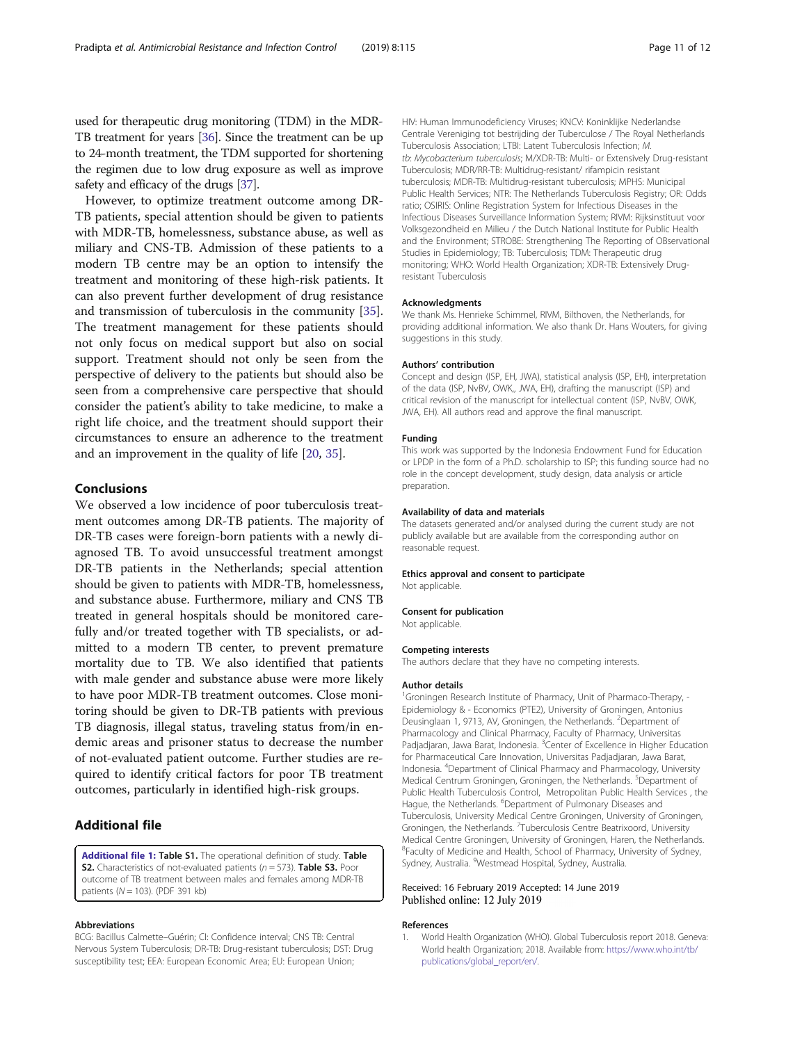used for therapeutic drug monitoring (TDM) in the MDR-TB treatment for years [36]. Since the treatment can be up to 24-month treatment, the TDM supported for shortening the regimen due to low drug exposure as well as improve safety and efficacy of the drugs [37].

However, to optimize treatment outcome among DR-TB patients, special attention should be given to patients with MDR-TB, homelessness, substance abuse, as well as miliary and CNS-TB. Admission of these patients to a modern TB centre may be an option to intensify the treatment and monitoring of these high-risk patients. It can also prevent further development of drug resistance and transmission of tuberculosis in the community [35]. The treatment management for these patients should not only focus on medical support but also on social support. Treatment should not only be seen from the perspective of delivery to the patients but should also be seen from a comprehensive care perspective that should consider the patient's ability to take medicine, to make a right life choice, and the treatment should support their circumstances to ensure an adherence to the treatment and an improvement in the quality of life [20, 35].

## Conclusions

We observed a low incidence of poor tuberculosis treatment outcomes among DR-TB patients. The majority of DR-TB cases were foreign-born patients with a newly diagnosed TB. To avoid unsuccessful treatment amongst DR-TB patients in the Netherlands; special attention should be given to patients with MDR-TB, homelessness, and substance abuse. Furthermore, miliary and CNS TB treated in general hospitals should be monitored carefully and/or treated together with TB specialists, or admitted to a modern TB center, to prevent premature mortality due to TB. We also identified that patients with male gender and substance abuse were more likely to have poor MDR-TB treatment outcomes. Close monitoring should be given to DR-TB patients with previous TB diagnosis, illegal status, traveling status from/in endemic areas and prisoner status to decrease the number of not-evaluated patient outcome. Further studies are required to identify critical factors for poor TB treatment outcomes, particularly in identified high-risk groups.

## Additional file

**Additional file 1: Table S1.** The operational definition of study. **Table S2.** Characteristics of not-evaluated patients ($n = 573$). **Table S3.** Poor outcome of TB treatment between males and females among MDR-TB patients ($N = 103$). (PDF 391 kb)

#### Abbreviations

BCG: Bacillus Calmette–Guérin; CI: Confidence interval; CNS TB: Central Nervous System Tuberculosis; DR-TB: Drug-resistant tuberculosis; DST: Drug susceptibility test; EEA: European Economic Area; EU: European Union; HIV: Human Immunodeficiency Viruses; KNCV: Koninklijke Nederlandse Centrale Vereniging tot bestrijding der Tuberculose / The Royal Netherlands Tuberculosis Association; LTBI: Latent Tuberculosis Infection; *M. tb*: *Mycobacterium tuberculosis*; M/XDR-TB: Multi- or Extensively Drug-resistant Tuberculosis; MDR/RR-TB: Multidrug-resistant/ rifampicin resistant tuberculosis; MDR-TB: Multidrug-resistant tuberculosis; MPHS: Municipal Public Health Services; NTR: The Netherlands Tuberculosis Registry; OR: Odds ratio; OSIRIS: Online Registration System for Infectious Diseases in the Infectious Diseases Surveillance Information System; RIVM: Rijksinstituut voor Volksgezondheid en Milieu / the Dutch National Institute for Public Health and the Environment; STROBE: Strengthening The Reporting of OBservational Studies in Epidemiology; TB: Tuberculosis; TDM: Therapeutic drug monitoring; WHO: World Health Organization; XDR-TB: Extensively Drug-resistant Tuberculosis

#### Acknowledgments

We thank Ms. Henrieke Schimmel, RIVM, Bilthoven, the Netherlands, for providing additional information. We also thank Dr. Hans Wouters, for giving suggestions in this study.

#### Authors' contribution

Concept and design (ISP, EH, JWA), statistical analysis (ISP, EH), interpretation of the data (ISP, NvBV, OWK,, JWA, EH), drafting the manuscript (ISP) and critical revision of the manuscript for intellectual content (ISP, NvBV, OWK, JWA, EH). All authors read and approve the final manuscript.

#### Funding

This work was supported by the Indonesia Endowment Fund for Education or LPDP in the form of a Ph.D. scholarship to ISP; this funding source had no role in the concept development, study design, data analysis or article preparation.

#### Availability of data and materials

The datasets generated and/or analysed during the current study are not publicly available but are available from the corresponding author on reasonable request.

#### Ethics approval and consent to participate

Not applicable.

#### Consent for publication

Not applicable.

#### Competing interests

The authors declare that they have no competing interests.

#### Author details

[1]Groningen Research Institute of Pharmacy, Unit of Pharmaco-Therapy, - Epidemiology & - Economics (PTE2), University of Groningen, Antonius Deusinglaan 1, 9713, AV, Groningen, the Netherlands. [2]Department of Pharmacology and Clinical Pharmacy, Faculty of Pharmacy, Universitas Padjadjaran, Jawa Barat, Indonesia. [3]Center of Excellence in Higher Education for Pharmaceutical Care Innovation, Universitas Padjadjaran, Jawa Barat, Indonesia. [4]Department of Clinical Pharmacy and Pharmacology, University Medical Centrum Groningen, Groningen, the Netherlands. [5]Department of Public Health Tuberculosis Control, Metropolitan Public Health Services , the Hague, the Netherlands. [6]Department of Pulmonary Diseases and Tuberculosis, University Medical Centre Groningen, University of Groningen, Groningen, the Netherlands. [7]Tuberculosis Centre Beatrixoord, University Medical Centre Groningen, University of Groningen, Haren, the Netherlands. [8]Faculty of Medicine and Health, School of Pharmacy, University of Sydney, Sydney, Australia. [9]Westmead Hospital, Sydney, Australia.

Received: 16 February 2019 Accepted: 14 June 2019
Published online: 12 July 2019

#### References

1. World Health Organization (WHO). Global Tuberculosis report 2018. Geneva: World health Organization; 2018. Available from: https://www.who.int/tb/publications/global_report/en/.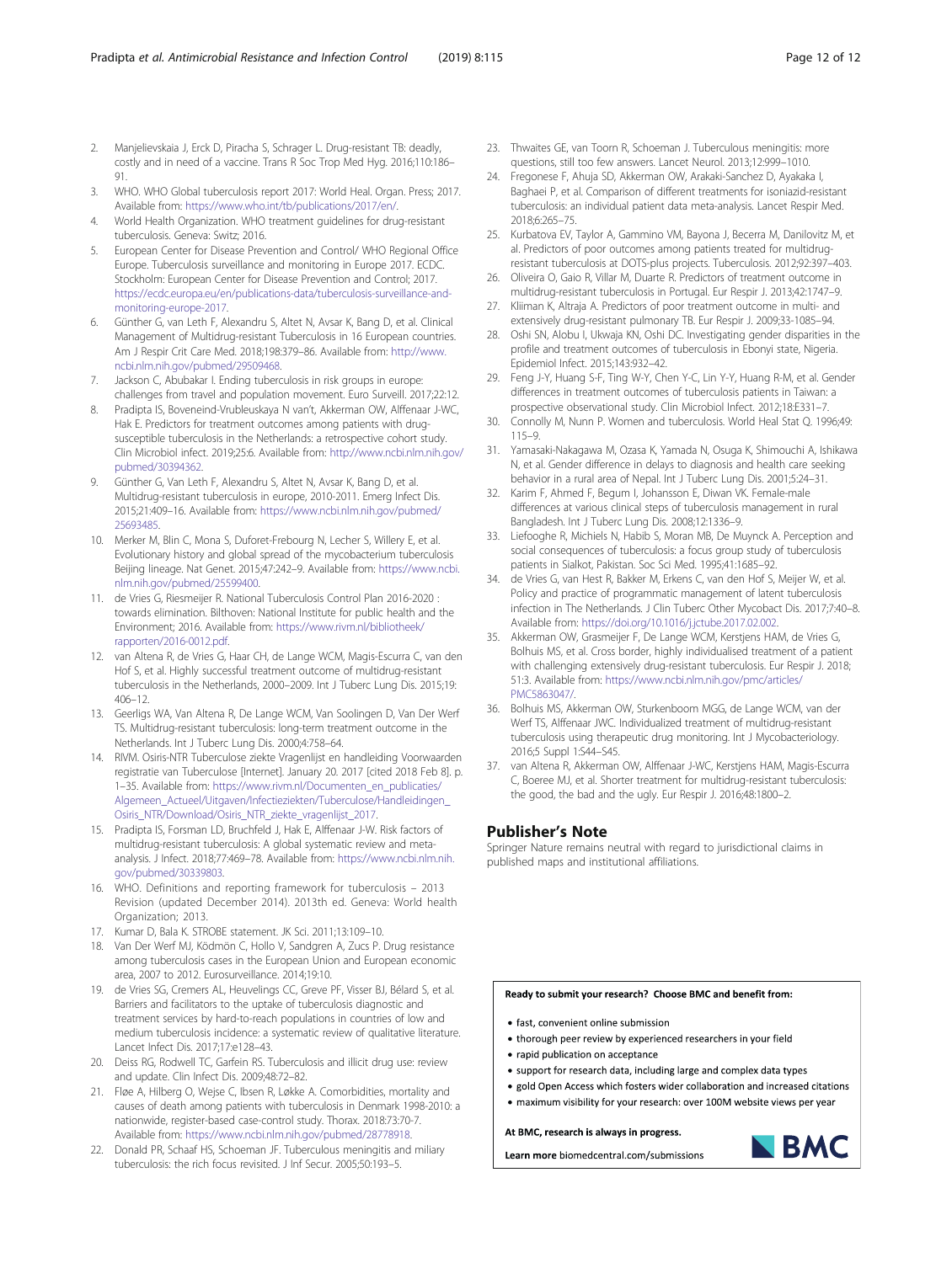2. Manjelievskaia J, Erck D, Piracha S, Schrager L. Drug-resistant TB: deadly, costly and in need of a vaccine. Trans R Soc Trop Med Hyg. 2016;110:186–91.
3. WHO. WHO Global tuberculosis report 2017: World Heal. Organ. Press; 2017. Available from: https://www.who.int/tb/publications/2017/en/.
4. World Health Organization. WHO treatment guidelines for drug-resistant tuberculosis. Geneva: Switz; 2016.
5. European Center for Disease Prevention and Control/ WHO Regional Office Europe. Tuberculosis surveillance and monitoring in Europe 2017. ECDC. Stockholm: European Center for Disease Prevention and Control; 2017. https://ecdc.europa.eu/en/publications-data/tuberculosis-surveillance-and-monitoring-europe-2017.
6. Günther G, van Leth F, Alexandru S, Altet N, Avsar K, Bang D, et al. Clinical Management of Multidrug-resistant Tuberculosis in 16 European countries. Am J Respir Crit Care Med. 2018;198:379–86. Available from: http://www.ncbi.nlm.nih.gov/pubmed/29509468.
7. Jackson C, Abubakar I. Ending tuberculosis in risk groups in europe: challenges from travel and population movement. Euro Surveill. 2017;22:12.
8. Pradipta IS, Boveneind-Vrubleuskaya N van't, Akkerman OW, Alffenaar J-WC, Hak E. Predictors for treatment outcomes among patients with drug-susceptible tuberculosis in the Netherlands: a retrospective cohort study. Clin Microbiol infect. 2019;25:6. Available from: http://www.ncbi.nlm.nih.gov/pubmed/30394362.
9. Günther G, Van Leth F, Alexandru S, Altet N, Avsar K, Bang D, et al. Multidrug-resistant tuberculosis in europe, 2010-2011. Emerg Infect Dis. 2015;21:409–16. Available from: https://www.ncbi.nlm.nih.gov/pubmed/25693485.
10. Merker M, Blin C, Mona S, Duforet-Frebourg N, Lecher S, Willery E, et al. Evolutionary history and global spread of the mycobacterium tuberculosis Beijing lineage. Nat Genet. 2015;47:242–9. Available from: https://www.ncbi.nlm.nih.gov/pubmed/25599400.
11. de Vries G, Riesmeijer R. National Tuberculosis Control Plan 2016-2020 : towards elimination. Bilthoven: National Institute for public health and the Environment; 2016. Available from: https://www.rivm.nl/bibliotheek/rapporten/2016-0012.pdf.
12. van Altena R, de Vries G, Haar CH, de Lange WCM, Magis-Escurra C, van den Hof S, et al. Highly successful treatment outcome of multidrug-resistant tuberculosis in the Netherlands, 2000–2009. Int J Tuberc Lung Dis. 2015;19:406–12.
13. Geerligs WA, Van Altena R, De Lange WCM, Van Soolingen D, Van Der Werf TS. Multidrug-resistant tuberculosis: long-term treatment outcome in the Netherlands. Int J Tuberc Lung Dis. 2000;4:758–64.
14. RIVM. Osiris-NTR Tuberculose ziekte Vragenlijst en handleiding Voorwaarden registratie van Tuberculose [Internet]. January 20. 2017 [cited 2018 Feb 8]. p. 1–35. Available from: https://www.rivm.nl/Documenten_en_publicaties/Algemeen_Actueel/Uitgaven/Infectieziekten/Tuberculose/Handleidingen_Osiris_NTR/Download/Osiris_NTR_ziekte_vragenlijst_2017.
15. Pradipta IS, Forsman LD, Bruchfeld J, Hak E, Alffenaar J-W. Risk factors of multidrug-resistant tuberculosis: A global systematic review and meta-analysis. J Infect. 2018;77:469–78. Available from: https://www.ncbi.nlm.nih.gov/pubmed/30339803.
16. WHO. Definitions and reporting framework for tuberculosis – 2013 Revision (updated December 2014). 2013th ed. Geneva: World health Organization; 2013.
17. Kumar D, Bala K. STROBE statement. JK Sci. 2011;13:109–10.
18. Van Der Werf MJ, Ködmön C, Hollo V, Sandgren A, Zucs P. Drug resistance among tuberculosis cases in the European Union and European economic area, 2007 to 2012. Eurosurveillance. 2014;19:10.
19. de Vries SG, Cremers AL, Heuvelings CC, Greve PF, Visser BJ, Bélard S, et al. Barriers and facilitators to the uptake of tuberculosis diagnostic and treatment services by hard-to-reach populations in countries of low and medium tuberculosis incidence: a systematic review of qualitative literature. Lancet Infect Dis. 2017;17:e128–43.
20. Deiss RG, Rodwell TC, Garfein RS. Tuberculosis and illicit drug use: review and update. Clin Infect Dis. 2009;48:72–82.
21. Fløe A, Hilberg O, Wejse C, Ibsen R, Løkke A. Comorbidities, mortality and causes of death among patients with tuberculosis in Denmark 1998-2010: a nationwide, register-based case-control study. Thorax. 2018;73:70-7. Available from: https://www.ncbi.nlm.nih.gov/pubmed/28778918.
22. Donald PR, Schaaf HS, Schoeman JF. Tuberculous meningitis and miliary tuberculosis: the rich focus revisited. J Inf Secur. 2005;50:193–5.
23. Thwaites GE, van Toorn R, Schoeman J. Tuberculous meningitis: more questions, still too few answers. Lancet Neurol. 2013;12:999–1010.
24. Fregonese F, Ahuja SD, Akkerman OW, Arakaki-Sanchez D, Ayakaka I, Baghaei P, et al. Comparison of different treatments for isoniazid-resistant tuberculosis: an individual patient data meta-analysis. Lancet Respir Med. 2018;6:265–75.
25. Kurbatova EV, Taylor A, Gammino VM, Bayona J, Becerra M, Danilovitz M, et al. Predictors of poor outcomes among patients treated for multidrug-resistant tuberculosis at DOTS-plus projects. Tuberculosis. 2012;92:397–403.
26. Oliveira O, Gaio R, Villar M, Duarte R. Predictors of treatment outcome in multidrug-resistant tuberculosis in Portugal. Eur Respir J. 2013;42:1747–9.
27. Kliiman K, Altraja A. Predictors of poor treatment outcome in multi- and extensively drug-resistant pulmonary TB. Eur Respir J. 2009;33-1085–94.
28. Oshi SN, Alobu I, Ukwaja KN, Oshi DC. Investigating gender disparities in the profile and treatment outcomes of tuberculosis in Ebonyi state, Nigeria. Epidemiol Infect. 2015;143:932–42.
29. Feng J-Y, Huang S-F, Ting W-Y, Chen Y-C, Lin Y-Y, Huang R-M, et al. Gender differences in treatment outcomes of tuberculosis patients in Taiwan: a prospective observational study. Clin Microbiol Infect. 2012;18:E331–7.
30. Connolly M, Nunn P. Women and tuberculosis. World Heal Stat Q. 1996;49:115–9.
31. Yamasaki-Nakagawa M, Ozasa K, Yamada N, Osuga K, Shimouchi A, Ishikawa N, et al. Gender difference in delays to diagnosis and health care seeking behavior in a rural area of Nepal. Int J Tuberc Lung Dis. 2001;5:24–31.
32. Karim F, Ahmed F, Begum I, Johansson E, Diwan VK. Female-male differences at various clinical steps of tuberculosis management in rural Bangladesh. Int J Tuberc Lung Dis. 2008;12:1336–9.
33. Liefooghe R, Michiels N, Habib S, Moran MB, De Muynck A. Perception and social consequences of tuberculosis: a focus group study of tuberculosis patients in Sialkot, Pakistan. Soc Sci Med. 1995;41:1685–92.
34. de Vries G, van Hest R, Bakker M, Erkens C, van den Hof S, Meijer W, et al. Policy and practice of programmatic management of latent tuberculosis infection in The Netherlands. J Clin Tuberc Other Mycobact Dis. 2017;7:40–8. Available from: https://doi.org/10.1016/j.jctube.2017.02.002.
35. Akkerman OW, Grasmeijer F, De Lange WCM, Kerstjens HAM, de Vries G, Bolhuis MS, et al. Cross border, highly individualised treatment of a patient with challenging extensively drug-resistant tuberculosis. Eur Respir J. 2018; 51:3. Available from: https://www.ncbi.nlm.nih.gov/pmc/articles/PMC5863047/.
36. Bolhuis MS, Akkerman OW, Sturkenboom MGG, de Lange WCM, van der Werf TS, Alffenaar JWC. Individualized treatment of multidrug-resistant tuberculosis using therapeutic drug monitoring. Int J Mycobacteriology. 2016;5 Suppl 1:S44–S45.
37. van Altena R, Akkerman OW, Alffenaar J-WC, Kerstjens HAM, Magis-Escurra C, Boeree MJ, et al. Shorter treatment for multidrug-resistant tuberculosis: the good, the bad and the ugly. Eur Respir J. 2016;48:1800–2.

## Publisher's Note

Springer Nature remains neutral with regard to jurisdictional claims in published maps and institutional affiliations.

**Ready to submit your research? Choose BMC and benefit from:**

- fast, convenient online submission
- thorough peer review by experienced researchers in your field
- rapid publication on acceptance
- support for research data, including large and complex data types
- gold Open Access which fosters wider collaboration and increased citations
- maximum visibility for your research: over 100M website views per year

**At BMC, research is always in progress.**

**Learn more** biomedcentral.com/submissions

BMC